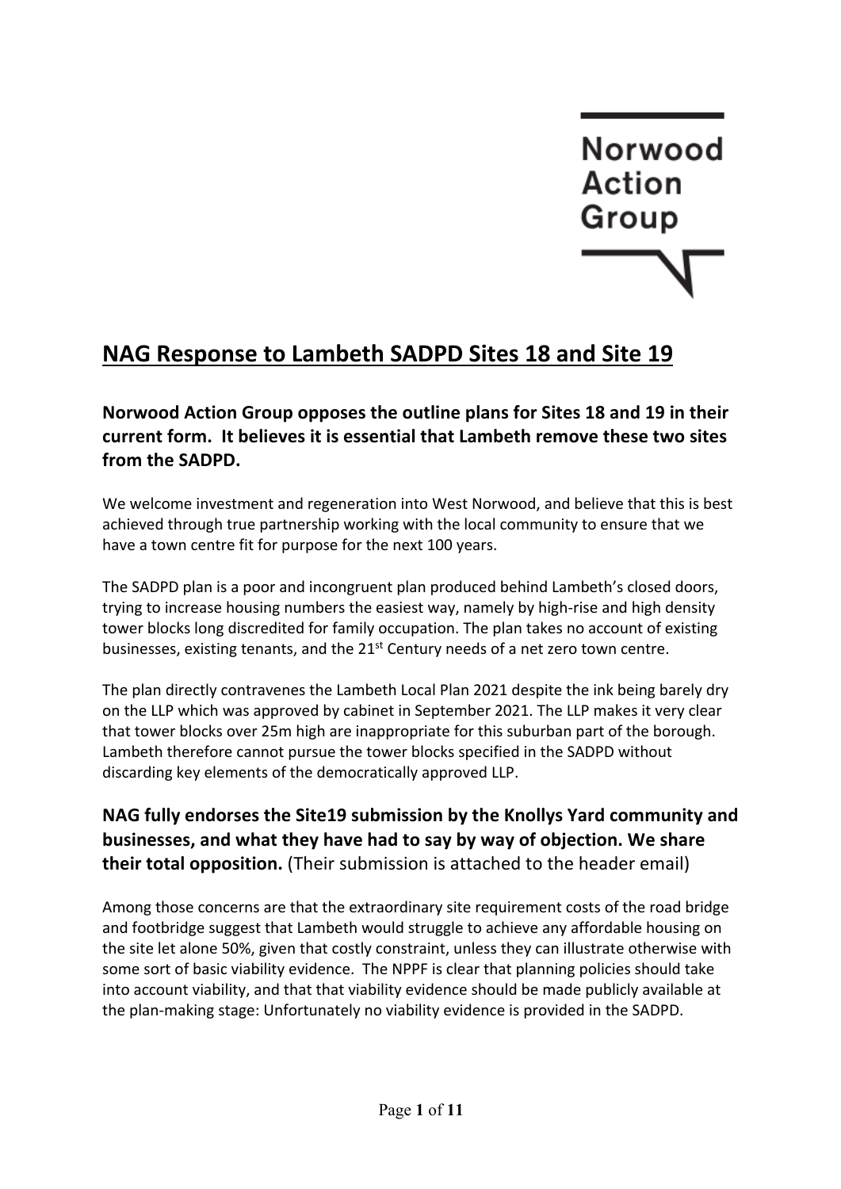Norwood Action Group

# NAG Response to Lambeth SADPD Sites 18 and Site 19

### Norwood Action Group opposes the outline plans for Sites 18 and 19 in their current form. It believes it is essential that Lambeth remove these two sites from the SADPD.

We welcome investment and regeneration into West Norwood, and believe that this is best achieved through true partnership working with the local community to ensure that we have a town centre fit for purpose for the next 100 years.

The SADPD plan is a poor and incongruent plan produced behind Lambeth's closed doors, trying to increase housing numbers the easiest way, namely by high-rise and high density tower blocks long discredited for family occupation. The plan takes no account of existing businesses, existing tenants, and the 21st Century needs of a net zero town centre.

The plan directly contravenes the Lambeth Local Plan 2021 despite the ink being barely dry on the LLP which was approved by cabinet in September 2021. The LLP makes it very clear that tower blocks over 25m high are inappropriate for this suburban part of the borough. Lambeth therefore cannot pursue the tower blocks specified in the SADPD without discarding key elements of the democratically approved LLP.

### NAG fully endorses the Site19 submission by the Knollys Yard community and businesses, and what they have had to say by way of objection. We share their total opposition. (Their submission is attached to the header email)

Among those concerns are that the extraordinary site requirement costs of the road bridge and footbridge suggest that Lambeth would struggle to achieve any affordable housing on the site let alone 50%, given that costly constraint, unless they can illustrate otherwise with some sort of basic viability evidence. The NPPF is clear that planning policies should take into account viability, and that that viability evidence should be made publicly available at the plan-making stage: Unfortunately no viability evidence is provided in the SADPD.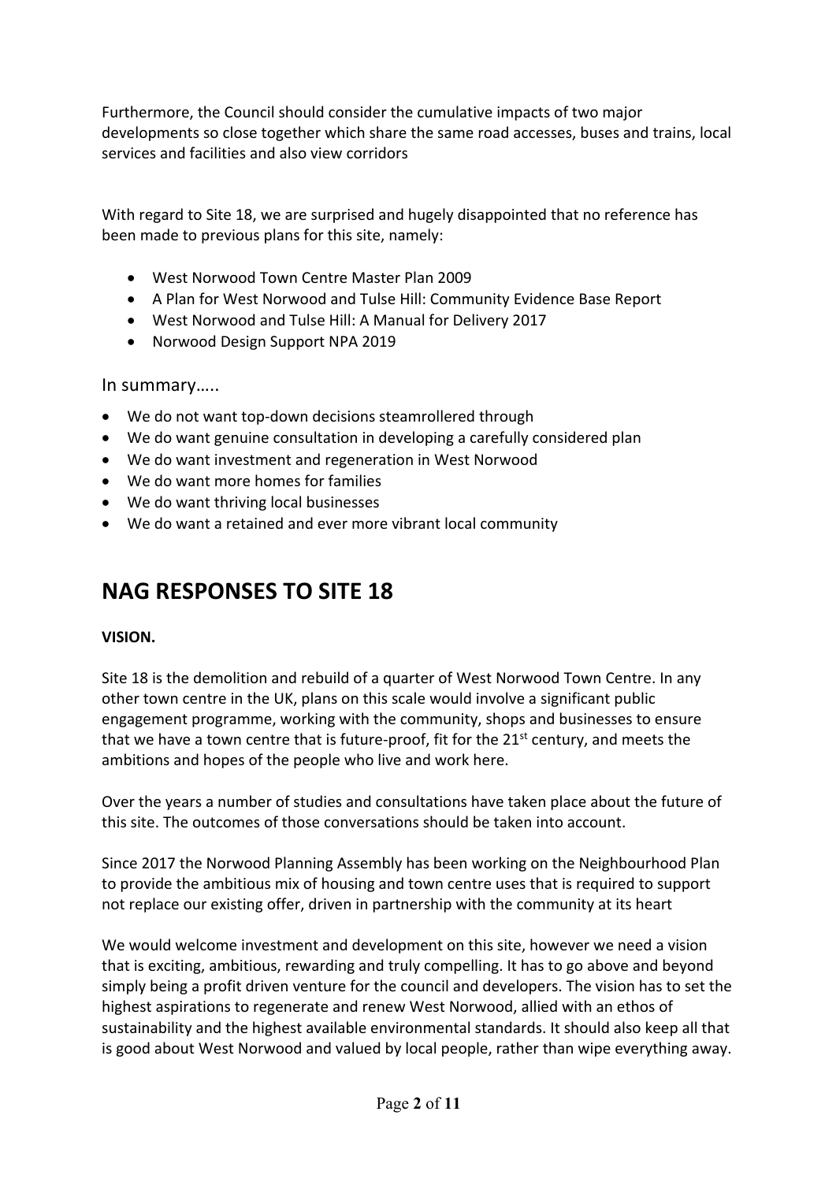Furthermore, the Council should consider the cumulative impacts of two major developments so close together which share the same road accesses, buses and trains, local services and facilities and also view corridors

With regard to Site 18, we are surprised and hugely disappointed that no reference has been made to previous plans for this site, namely:

- West Norwood Town Centre Master Plan 2009
- A Plan for West Norwood and Tulse Hill: Community Evidence Base Report
- West Norwood and Tulse Hill: A Manual for Delivery 2017
- Norwood Design Support NPA 2019

### In summary…..

- We do not want top-down decisions steamrollered through
- We do want genuine consultation in developing a carefully considered plan
- We do want investment and regeneration in West Norwood
- We do want more homes for families
- We do want thriving local businesses
- We do want a retained and ever more vibrant local community

## NAG RESPONSES TO SITE 18

**VISION.**

Site 18 is the demolition and rebuild of a quarter of West Norwood Town Centre. In any other town centre in the UK, plans on this scale would involve a significant public engagement programme, working with the community, shops and businesses to ensure that we have a town centre that is future-proof, fit for the 21st century, and meets the ambitions and hopes of the people who live and work here.

Over the years a number of studies and consultations have taken place about the future of this site. The outcomes of those conversations should be taken into account.

Since 2017 the Norwood Planning Assembly has been working on the Neighbourhood Plan to provide the ambitious mix of housing and town centre uses that is required to support not replace our existing offer, driven in partnership with the community at its heart

We would welcome investment and development on this site, however we need a vision that is exciting, ambitious, rewarding and truly compelling. It has to go above and beyond simply being a profit driven venture for the council and developers. The vision has to set the highest aspirations to regenerate and renew West Norwood, allied with an ethos of sustainability and the highest available environmental standards. It should also keep all that is good about West Norwood and valued by local people, rather than wipe everything away.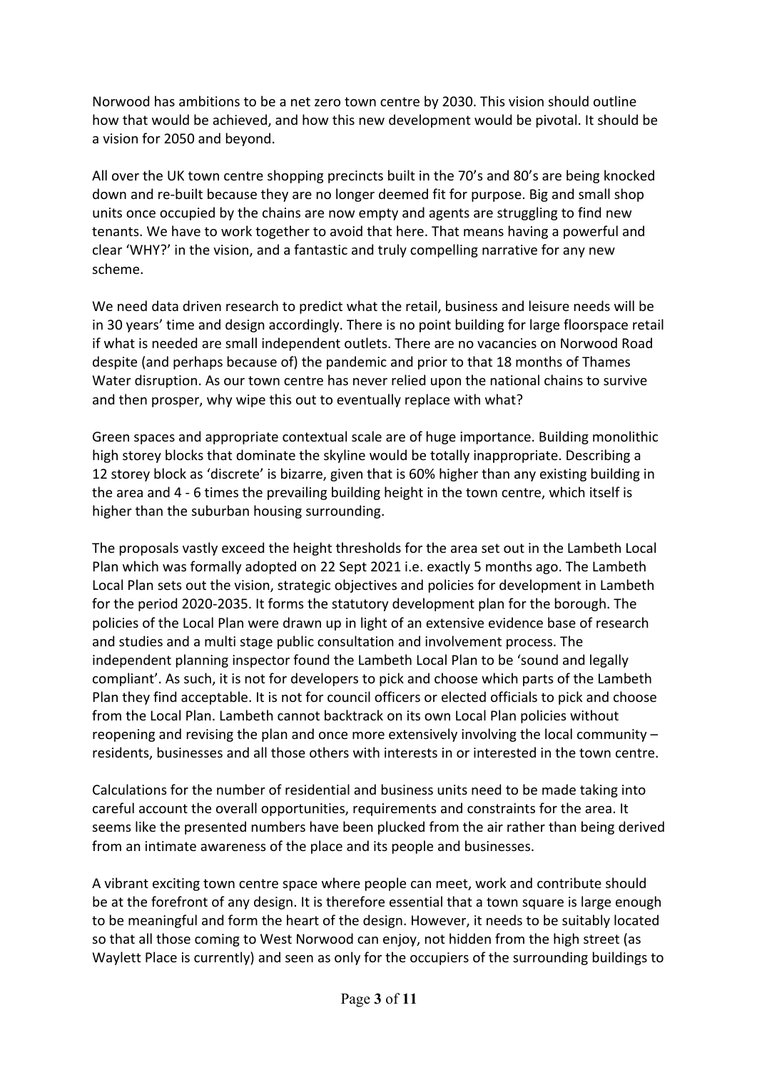Norwood has ambitions to be a net zero town centre by 2030. This vision should outline how that would be achieved, and how this new development would be pivotal. It should be a vision for 2050 and beyond.

All over the UK town centre shopping precincts built in the 70's and 80's are being knocked down and re-built because they are no longer deemed fit for purpose. Big and small shop units once occupied by the chains are now empty and agents are struggling to find new tenants. We have to work together to avoid that here. That means having a powerful and clear 'WHY?' in the vision, and a fantastic and truly compelling narrative for any new scheme.

We need data driven research to predict what the retail, business and leisure needs will be in 30 years' time and design accordingly. There is no point building for large floorspace retail if what is needed are small independent outlets. There are no vacancies on Norwood Road despite (and perhaps because of) the pandemic and prior to that 18 months of Thames Water disruption. As our town centre has never relied upon the national chains to survive and then prosper, why wipe this out to eventually replace with what?

Green spaces and appropriate contextual scale are of huge importance. Building monolithic high storey blocks that dominate the skyline would be totally inappropriate. Describing a 12 storey block as 'discrete' is bizarre, given that is 60% higher than any existing building in the area and 4 - 6 times the prevailing building height in the town centre, which itself is higher than the suburban housing surrounding.

The proposals vastly exceed the height thresholds for the area set out in the Lambeth Local Plan which was formally adopted on 22 Sept 2021 i.e. exactly 5 months ago. The Lambeth Local Plan sets out the vision, strategic objectives and policies for development in Lambeth for the period 2020-2035. It forms the statutory development plan for the borough. The policies of the Local Plan were drawn up in light of an extensive evidence base of research and studies and a multi stage public consultation and involvement process. The independent planning inspector found the Lambeth Local Plan to be 'sound and legally compliant'. As such, it is not for developers to pick and choose which parts of the Lambeth Plan they find acceptable. It is not for council officers or elected officials to pick and choose from the Local Plan. Lambeth cannot backtrack on its own Local Plan policies without reopening and revising the plan and once more extensively involving the local community – residents, businesses and all those others with interests in or interested in the town centre.

Calculations for the number of residential and business units need to be made taking into careful account the overall opportunities, requirements and constraints for the area. It seems like the presented numbers have been plucked from the air rather than being derived from an intimate awareness of the place and its people and businesses.

A vibrant exciting town centre space where people can meet, work and contribute should be at the forefront of any design. It is therefore essential that a town square is large enough to be meaningful and form the heart of the design. However, it needs to be suitably located so that all those coming to West Norwood can enjoy, not hidden from the high street (as Waylett Place is currently) and seen as only for the occupiers of the surrounding buildings to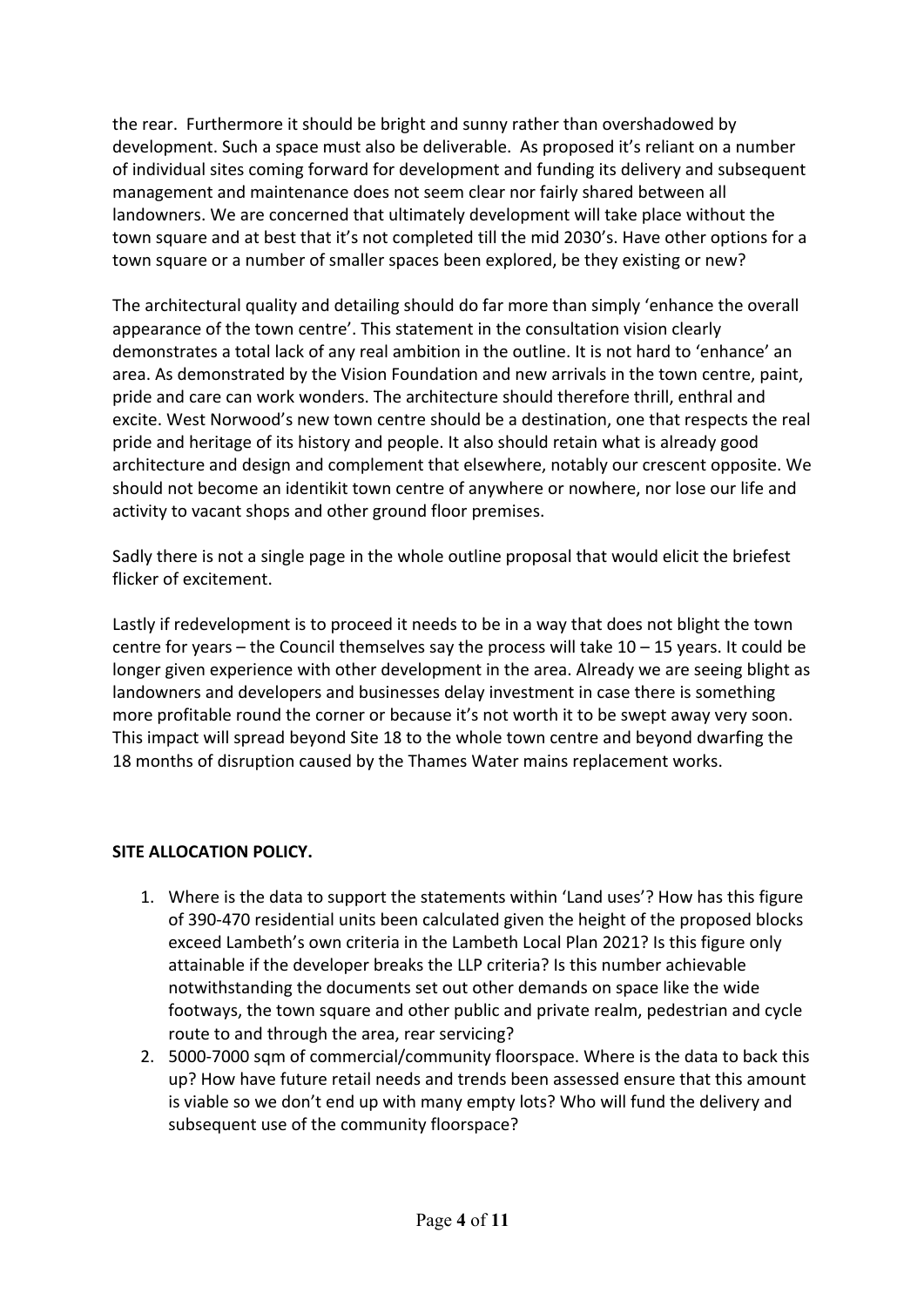the rear. Furthermore it should be bright and sunny rather than overshadowed by development. Such a space must also be deliverable. As proposed it's reliant on a number of individual sites coming forward for development and funding its delivery and subsequent management and maintenance does not seem clear nor fairly shared between all landowners. We are concerned that ultimately development will take place without the town square and at best that it's not completed till the mid 2030's. Have other options for a town square or a number of smaller spaces been explored, be they existing or new?

The architectural quality and detailing should do far more than simply 'enhance the overall appearance of the town centre'. This statement in the consultation vision clearly demonstrates a total lack of any real ambition in the outline. It is not hard to 'enhance' an area. As demonstrated by the Vision Foundation and new arrivals in the town centre, paint, pride and care can work wonders. The architecture should therefore thrill, enthral and excite. West Norwood's new town centre should be a destination, one that respects the real pride and heritage of its history and people. It also should retain what is already good architecture and design and complement that elsewhere, notably our crescent opposite. We should not become an identikit town centre of anywhere or nowhere, nor lose our life and activity to vacant shops and other ground floor premises.

Sadly there is not a single page in the whole outline proposal that would elicit the briefest flicker of excitement.

Lastly if redevelopment is to proceed it needs to be in a way that does not blight the town centre for years – the Council themselves say the process will take 10 – 15 years. It could be longer given experience with other development in the area. Already we are seeing blight as landowners and developers and businesses delay investment in case there is something more profitable round the corner or because it's not worth it to be swept away very soon. This impact will spread beyond Site 18 to the whole town centre and beyond dwarfing the 18 months of disruption caused by the Thames Water mains replacement works.

**SITE ALLOCATION POLICY.**

1. Where is the data to support the statements within 'Land uses'? How has this figure of 390-470 residential units been calculated given the height of the proposed blocks exceed Lambeth's own criteria in the Lambeth Local Plan 2021? Is this figure only attainable if the developer breaks the LLP criteria? Is this number achievable notwithstanding the documents set out other demands on space like the wide footways, the town square and other public and private realm, pedestrian and cycle route to and through the area, rear servicing?
2. 5000-7000 sqm of commercial/community floorspace. Where is the data to back this up? How have future retail needs and trends been assessed ensure that this amount is viable so we don't end up with many empty lots? Who will fund the delivery and subsequent use of the community floorspace?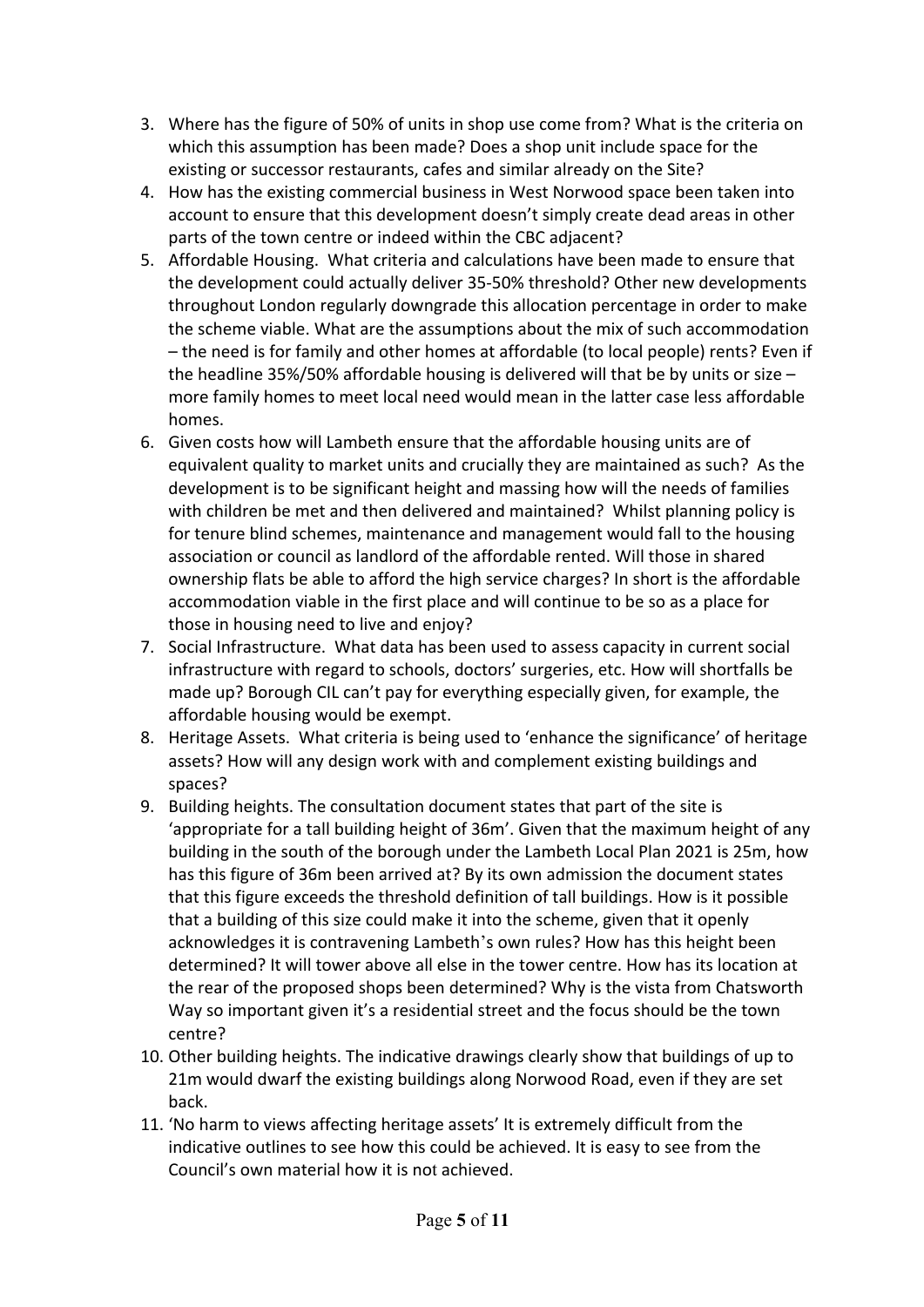3. Where has the figure of 50% of units in shop use come from? What is the criteria on which this assumption has been made? Does a shop unit include space for the existing or successor restaurants, cafes and similar already on the Site?
4. How has the existing commercial business in West Norwood space been taken into account to ensure that this development doesn't simply create dead areas in other parts of the town centre or indeed within the CBC adjacent?
5. Affordable Housing. What criteria and calculations have been made to ensure that the development could actually deliver 35-50% threshold? Other new developments throughout London regularly downgrade this allocation percentage in order to make the scheme viable. What are the assumptions about the mix of such accommodation – the need is for family and other homes at affordable (to local people) rents? Even if the headline 35%/50% affordable housing is delivered will that be by units or size – more family homes to meet local need would mean in the latter case less affordable homes.
6. Given costs how will Lambeth ensure that the affordable housing units are of equivalent quality to market units and crucially they are maintained as such? As the development is to be significant height and massing how will the needs of families with children be met and then delivered and maintained? Whilst planning policy is for tenure blind schemes, maintenance and management would fall to the housing association or council as landlord of the affordable rented. Will those in shared ownership flats be able to afford the high service charges? In short is the affordable accommodation viable in the first place and will continue to be so as a place for those in housing need to live and enjoy?
7. Social Infrastructure. What data has been used to assess capacity in current social infrastructure with regard to schools, doctors' surgeries, etc. How will shortfalls be made up? Borough CIL can't pay for everything especially given, for example, the affordable housing would be exempt.
8. Heritage Assets. What criteria is being used to 'enhance the significance' of heritage assets? How will any design work with and complement existing buildings and spaces?
9. Building heights. The consultation document states that part of the site is 'appropriate for a tall building height of 36m'. Given that the maximum height of any building in the south of the borough under the Lambeth Local Plan 2021 is 25m, how has this figure of 36m been arrived at? By its own admission the document states that this figure exceeds the threshold definition of tall buildings. How is it possible that a building of this size could make it into the scheme, given that it openly acknowledges it is contravening Lambeth's own rules? How has this height been determined? It will tower above all else in the tower centre. How has its location at the rear of the proposed shops been determined? Why is the vista from Chatsworth Way so important given it's a residential street and the focus should be the town centre?
10. Other building heights. The indicative drawings clearly show that buildings of up to 21m would dwarf the existing buildings along Norwood Road, even if they are set back.
11. 'No harm to views affecting heritage assets' It is extremely difficult from the indicative outlines to see how this could be achieved. It is easy to see from the Council's own material how it is not achieved.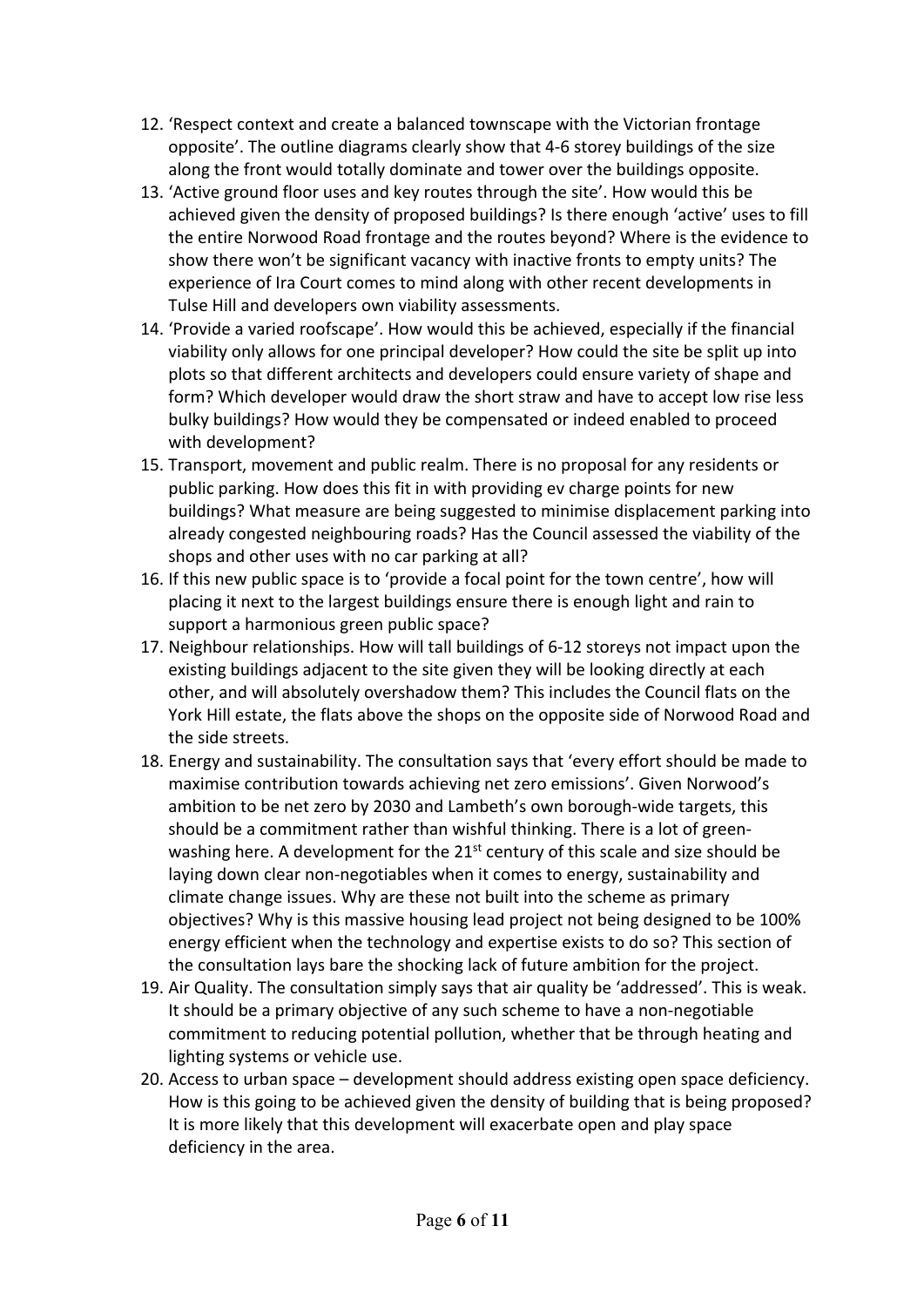12. 'Respect context and create a balanced townscape with the Victorian frontage opposite'. The outline diagrams clearly show that 4-6 storey buildings of the size along the front would totally dominate and tower over the buildings opposite.
13. 'Active ground floor uses and key routes through the site'. How would this be achieved given the density of proposed buildings? Is there enough 'active' uses to fill the entire Norwood Road frontage and the routes beyond? Where is the evidence to show there won't be significant vacancy with inactive fronts to empty units? The experience of Ira Court comes to mind along with other recent developments in Tulse Hill and developers own viability assessments.
14. 'Provide a varied roofscape'. How would this be achieved, especially if the financial viability only allows for one principal developer? How could the site be split up into plots so that different architects and developers could ensure variety of shape and form? Which developer would draw the short straw and have to accept low rise less bulky buildings? How would they be compensated or indeed enabled to proceed with development?
15. Transport, movement and public realm. There is no proposal for any residents or public parking. How does this fit in with providing ev charge points for new buildings? What measure are being suggested to minimise displacement parking into already congested neighbouring roads? Has the Council assessed the viability of the shops and other uses with no car parking at all?
16. If this new public space is to 'provide a focal point for the town centre', how will placing it next to the largest buildings ensure there is enough light and rain to support a harmonious green public space?
17. Neighbour relationships. How will tall buildings of 6-12 storeys not impact upon the existing buildings adjacent to the site given they will be looking directly at each other, and will absolutely overshadow them? This includes the Council flats on the York Hill estate, the flats above the shops on the opposite side of Norwood Road and the side streets.
18. Energy and sustainability. The consultation says that 'every effort should be made to maximise contribution towards achieving net zero emissions'. Given Norwood's ambition to be net zero by 2030 and Lambeth's own borough-wide targets, this should be a commitment rather than wishful thinking. There is a lot of green-washing here. A development for the 21st century of this scale and size should be laying down clear non-negotiables when it comes to energy, sustainability and climate change issues. Why are these not built into the scheme as primary objectives? Why is this massive housing lead project not being designed to be 100% energy efficient when the technology and expertise exists to do so? This section of the consultation lays bare the shocking lack of future ambition for the project.
19. Air Quality. The consultation simply says that air quality be 'addressed'. This is weak. It should be a primary objective of any such scheme to have a non-negotiable commitment to reducing potential pollution, whether that be through heating and lighting systems or vehicle use.
20. Access to urban space – development should address existing open space deficiency. How is this going to be achieved given the density of building that is being proposed? It is more likely that this development will exacerbate open and play space deficiency in the area.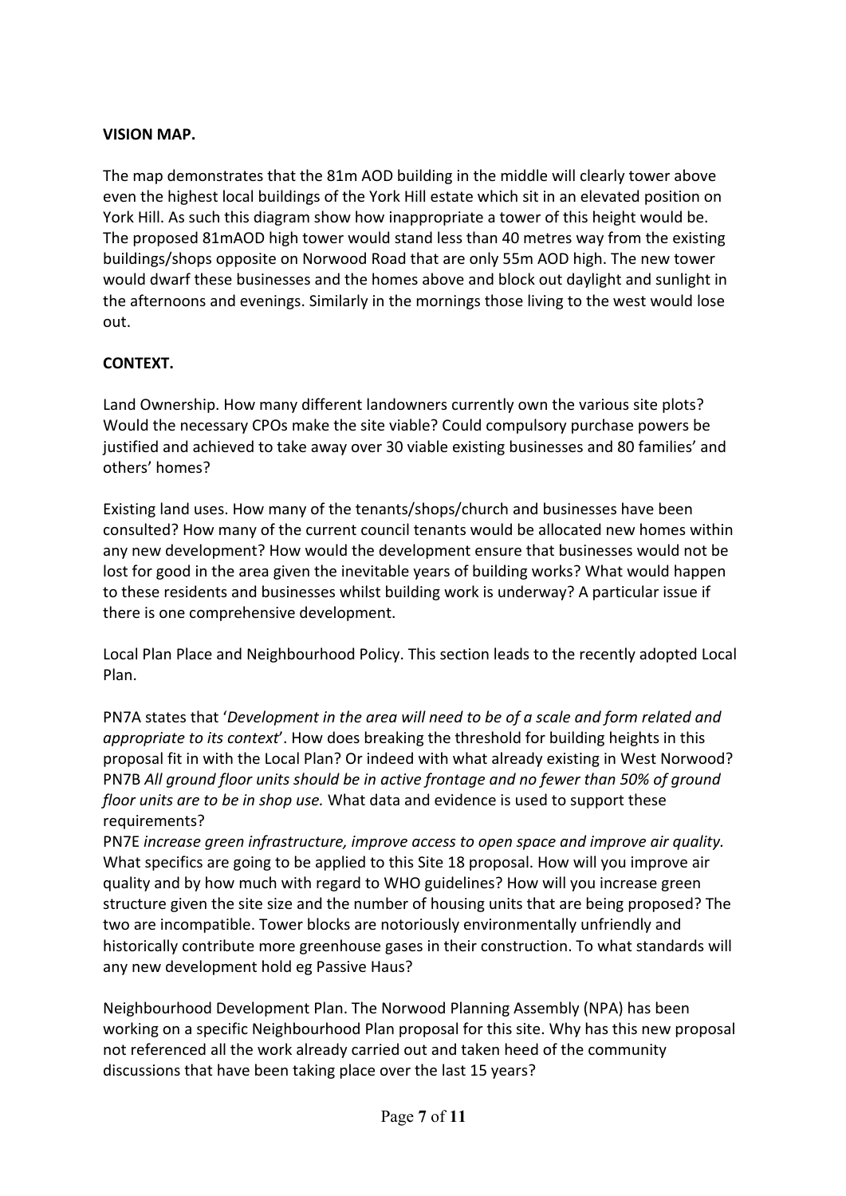**VISION MAP.**

The map demonstrates that the 81m AOD building in the middle will clearly tower above even the highest local buildings of the York Hill estate which sit in an elevated position on York Hill. As such this diagram show how inappropriate a tower of this height would be. The proposed 81mAOD high tower would stand less than 40 metres way from the existing buildings/shops opposite on Norwood Road that are only 55m AOD high. The new tower would dwarf these businesses and the homes above and block out daylight and sunlight in the afternoons and evenings. Similarly in the mornings those living to the west would lose out.

**CONTEXT.**

Land Ownership. How many different landowners currently own the various site plots? Would the necessary CPOs make the site viable? Could compulsory purchase powers be justified and achieved to take away over 30 viable existing businesses and 80 families' and others' homes?

Existing land uses. How many of the tenants/shops/church and businesses have been consulted? How many of the current council tenants would be allocated new homes within any new development? How would the development ensure that businesses would not be lost for good in the area given the inevitable years of building works? What would happen to these residents and businesses whilst building work is underway? A particular issue if there is one comprehensive development.

Local Plan Place and Neighbourhood Policy. This section leads to the recently adopted Local Plan.

PN7A states that '*Development in the area will need to be of a scale and form related and appropriate to its context*'. How does breaking the threshold for building heights in this proposal fit in with the Local Plan? Or indeed with what already existing in West Norwood?
PN7B *All ground floor units should be in active frontage and no fewer than 50% of ground floor units are to be in shop use.* What data and evidence is used to support these requirements?
PN7E *increase green infrastructure, improve access to open space and improve air quality.* What specifics are going to be applied to this Site 18 proposal. How will you improve air quality and by how much with regard to WHO guidelines? How will you increase green structure given the site size and the number of housing units that are being proposed? The two are incompatible. Tower blocks are notoriously environmentally unfriendly and historically contribute more greenhouse gases in their construction. To what standards will any new development hold eg Passive Haus?

Neighbourhood Development Plan. The Norwood Planning Assembly (NPA) has been working on a specific Neighbourhood Plan proposal for this site. Why has this new proposal not referenced all the work already carried out and taken heed of the community discussions that have been taking place over the last 15 years?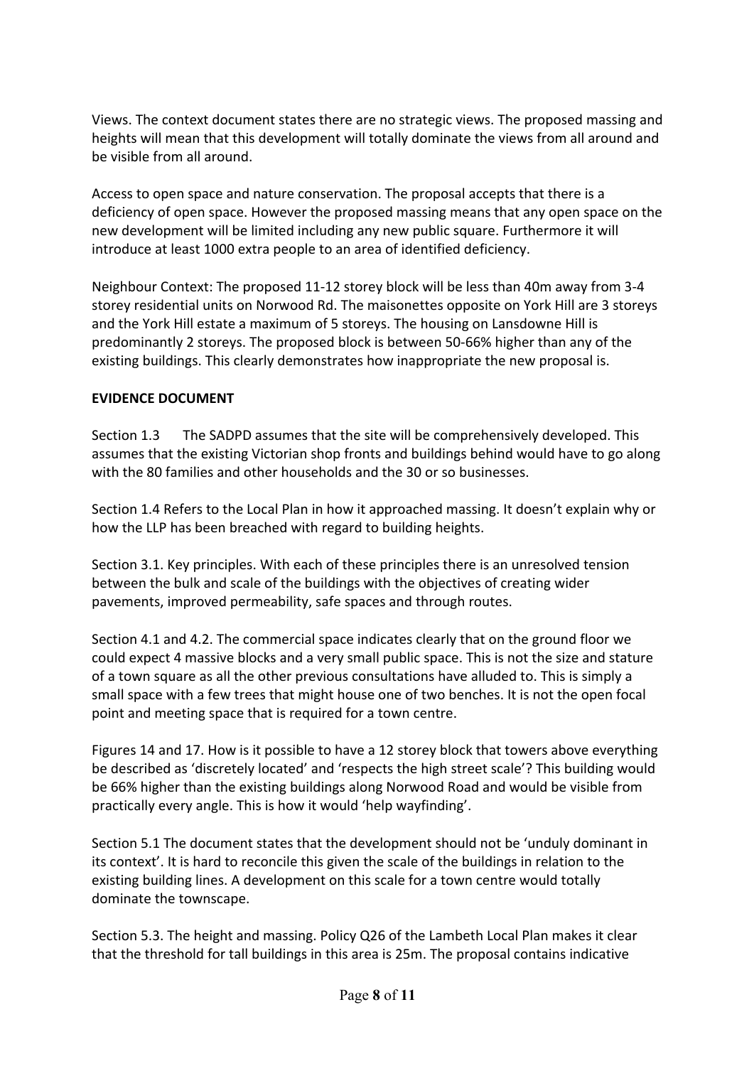Views. The context document states there are no strategic views. The proposed massing and heights will mean that this development will totally dominate the views from all around and be visible from all around.

Access to open space and nature conservation. The proposal accepts that there is a deficiency of open space. However the proposed massing means that any open space on the new development will be limited including any new public square. Furthermore it will introduce at least 1000 extra people to an area of identified deficiency.

Neighbour Context: The proposed 11-12 storey block will be less than 40m away from 3-4 storey residential units on Norwood Rd. The maisonettes opposite on York Hill are 3 storeys and the York Hill estate a maximum of 5 storeys. The housing on Lansdowne Hill is predominantly 2 storeys. The proposed block is between 50-66% higher than any of the existing buildings. This clearly demonstrates how inappropriate the new proposal is.

**EVIDENCE DOCUMENT**

Section 1.3 The SADPD assumes that the site will be comprehensively developed. This assumes that the existing Victorian shop fronts and buildings behind would have to go along with the 80 families and other households and the 30 or so businesses.

Section 1.4 Refers to the Local Plan in how it approached massing. It doesn't explain why or how the LLP has been breached with regard to building heights.

Section 3.1. Key principles. With each of these principles there is an unresolved tension between the bulk and scale of the buildings with the objectives of creating wider pavements, improved permeability, safe spaces and through routes.

Section 4.1 and 4.2. The commercial space indicates clearly that on the ground floor we could expect 4 massive blocks and a very small public space. This is not the size and stature of a town square as all the other previous consultations have alluded to. This is simply a small space with a few trees that might house one of two benches. It is not the open focal point and meeting space that is required for a town centre.

Figures 14 and 17. How is it possible to have a 12 storey block that towers above everything be described as 'discretely located' and 'respects the high street scale'? This building would be 66% higher than the existing buildings along Norwood Road and would be visible from practically every angle. This is how it would 'help wayfinding'.

Section 5.1 The document states that the development should not be 'unduly dominant in its context'. It is hard to reconcile this given the scale of the buildings in relation to the existing building lines. A development on this scale for a town centre would totally dominate the townscape.

Section 5.3. The height and massing. Policy Q26 of the Lambeth Local Plan makes it clear that the threshold for tall buildings in this area is 25m. The proposal contains indicative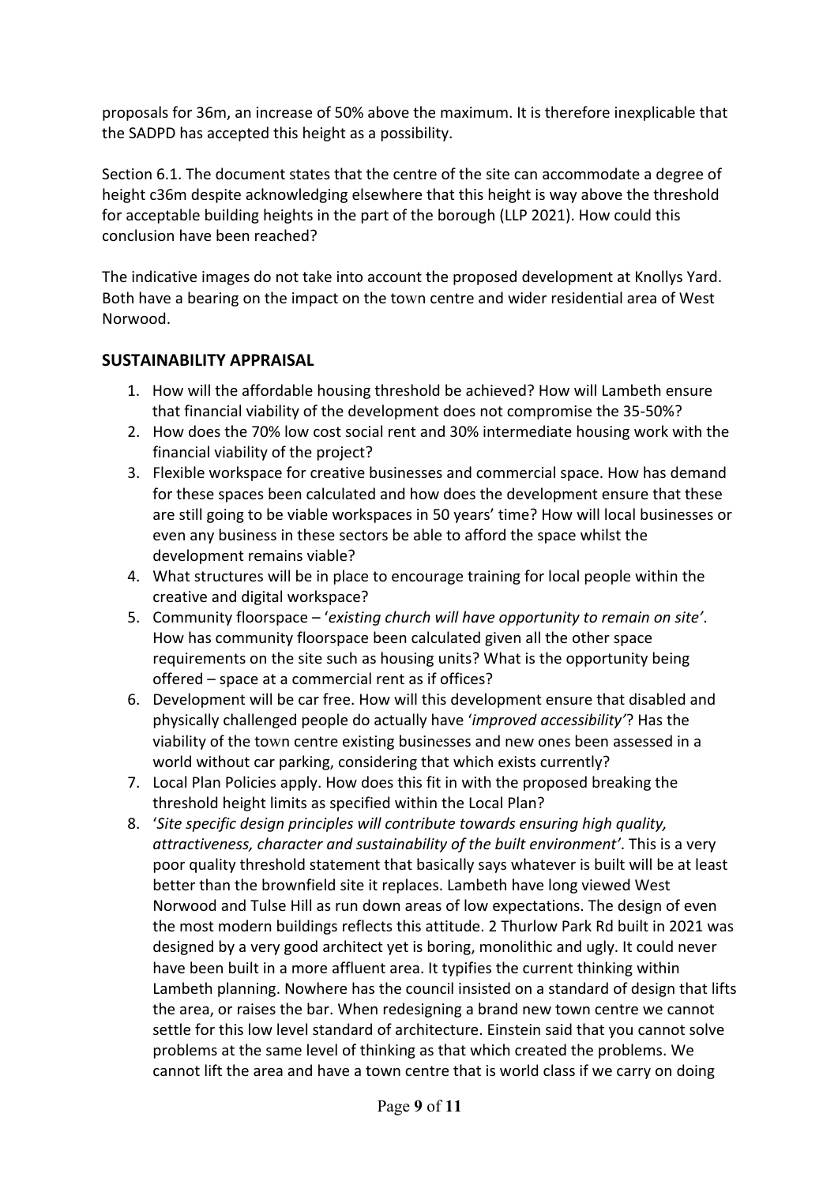proposals for 36m, an increase of 50% above the maximum. It is therefore inexplicable that the SADPD has accepted this height as a possibility.

Section 6.1. The document states that the centre of the site can accommodate a degree of height c36m despite acknowledging elsewhere that this height is way above the threshold for acceptable building heights in the part of the borough (LLP 2021). How could this conclusion have been reached?

The indicative images do not take into account the proposed development at Knollys Yard. Both have a bearing on the impact on the town centre and wider residential area of West Norwood.

## SUSTAINABILITY APPRAISAL

1. How will the affordable housing threshold be achieved? How will Lambeth ensure that financial viability of the development does not compromise the 35-50%?
2. How does the 70% low cost social rent and 30% intermediate housing work with the financial viability of the project?
3. Flexible workspace for creative businesses and commercial space. How has demand for these spaces been calculated and how does the development ensure that these are still going to be viable workspaces in 50 years' time? How will local businesses or even any business in these sectors be able to afford the space whilst the development remains viable?
4. What structures will be in place to encourage training for local people within the creative and digital workspace?
5. Community floorspace – '*existing church will have opportunity to remain on site'*. How has community floorspace been calculated given all the other space requirements on the site such as housing units? What is the opportunity being offered – space at a commercial rent as if offices?
6. Development will be car free. How will this development ensure that disabled and physically challenged people do actually have '*improved accessibility'*? Has the viability of the town centre existing businesses and new ones been assessed in a world without car parking, considering that which exists currently?
7. Local Plan Policies apply. How does this fit in with the proposed breaking the threshold height limits as specified within the Local Plan?
8. '*Site specific design principles will contribute towards ensuring high quality, attractiveness, character and sustainability of the built environment'*. This is a very poor quality threshold statement that basically says whatever is built will be at least better than the brownfield site it replaces. Lambeth have long viewed West Norwood and Tulse Hill as run down areas of low expectations. The design of even the most modern buildings reflects this attitude. 2 Thurlow Park Rd built in 2021 was designed by a very good architect yet is boring, monolithic and ugly. It could never have been built in a more affluent area. It typifies the current thinking within Lambeth planning. Nowhere has the council insisted on a standard of design that lifts the area, or raises the bar. When redesigning a brand new town centre we cannot settle for this low level standard of architecture. Einstein said that you cannot solve problems at the same level of thinking as that which created the problems. We cannot lift the area and have a town centre that is world class if we carry on doing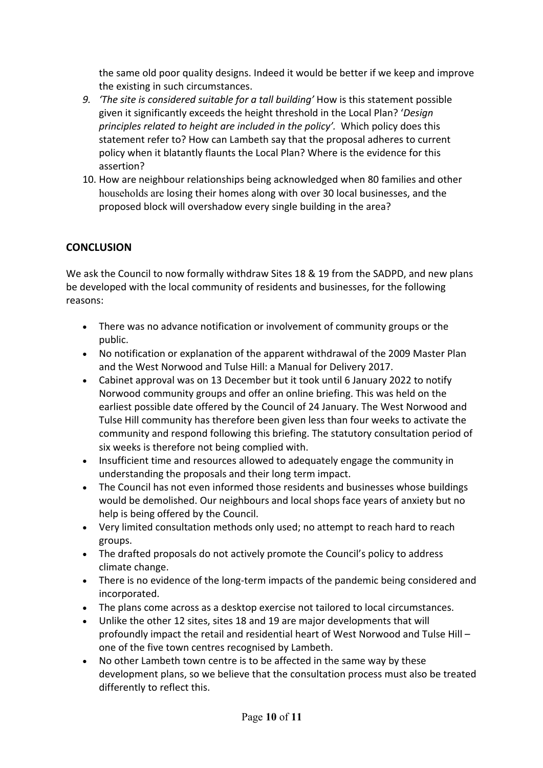the same old poor quality designs. Indeed it would be better if we keep and improve the existing in such circumstances.

9. *'The site is considered suitable for a tall building'* How is this statement possible given it significantly exceeds the height threshold in the Local Plan? '*Design principles related to height are included in the policy'.* Which policy does this statement refer to? How can Lambeth say that the proposal adheres to current policy when it blatantly flaunts the Local Plan? Where is the evidence for this assertion?
10. How are neighbour relationships being acknowledged when 80 families and other households are losing their homes along with over 30 local businesses, and the proposed block will overshadow every single building in the area?

## CONCLUSION

We ask the Council to now formally withdraw Sites 18 & 19 from the SADPD, and new plans be developed with the local community of residents and businesses, for the following reasons:

- There was no advance notification or involvement of community groups or the public.
- No notification or explanation of the apparent withdrawal of the 2009 Master Plan and the West Norwood and Tulse Hill: a Manual for Delivery 2017.
- Cabinet approval was on 13 December but it took until 6 January 2022 to notify Norwood community groups and offer an online briefing. This was held on the earliest possible date offered by the Council of 24 January. The West Norwood and Tulse Hill community has therefore been given less than four weeks to activate the community and respond following this briefing. The statutory consultation period of six weeks is therefore not being complied with.
- Insufficient time and resources allowed to adequately engage the community in understanding the proposals and their long term impact.
- The Council has not even informed those residents and businesses whose buildings would be demolished. Our neighbours and local shops face years of anxiety but no help is being offered by the Council.
- Very limited consultation methods only used; no attempt to reach hard to reach groups.
- The drafted proposals do not actively promote the Council's policy to address climate change.
- There is no evidence of the long-term impacts of the pandemic being considered and incorporated.
- The plans come across as a desktop exercise not tailored to local circumstances.
- Unlike the other 12 sites, sites 18 and 19 are major developments that will profoundly impact the retail and residential heart of West Norwood and Tulse Hill – one of the five town centres recognised by Lambeth.
- No other Lambeth town centre is to be affected in the same way by these development plans, so we believe that the consultation process must also be treated differently to reflect this.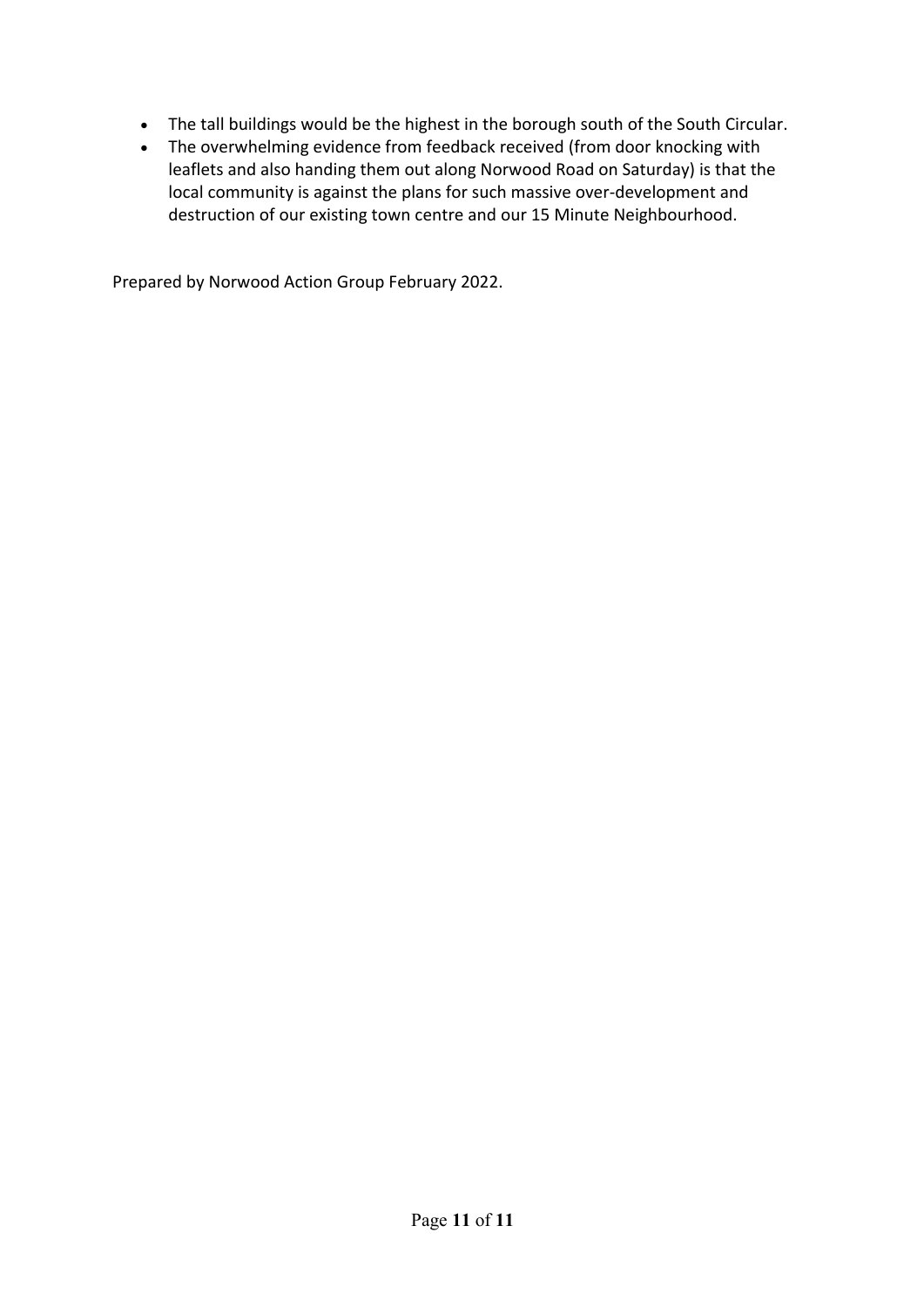- The tall buildings would be the highest in the borough south of the South Circular.
- The overwhelming evidence from feedback received (from door knocking with leaflets and also handing them out along Norwood Road on Saturday) is that the local community is against the plans for such massive over-development and destruction of our existing town centre and our 15 Minute Neighbourhood.

Prepared by Norwood Action Group February 2022.